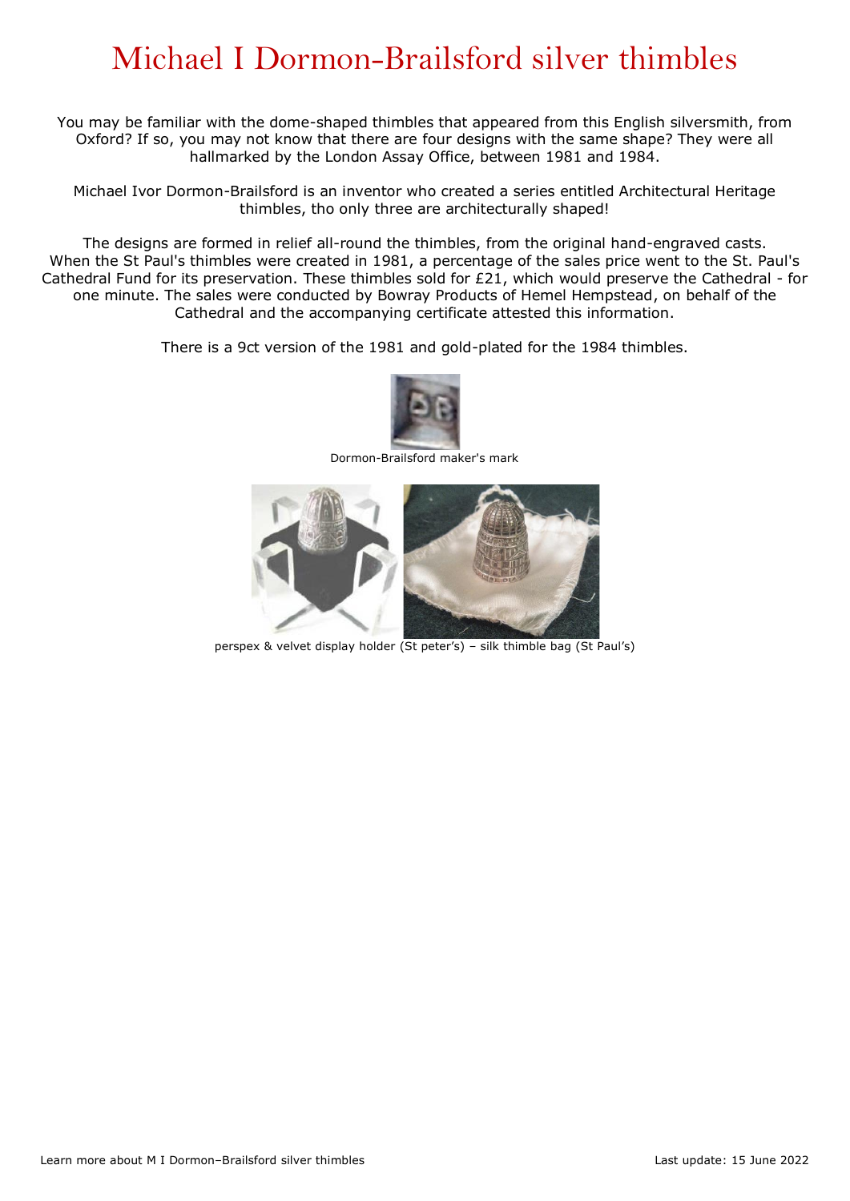# Michael I Dormon-Brailsford silver thimbles

You may be familiar with the dome-shaped thimbles that appeared from this English silversmith, from Oxford? If so, you may not know that there are four designs with the same shape? They were all hallmarked by the London Assay Office, between 1981 and 1984.

Michael Ivor Dormon-Brailsford is an inventor who created a series entitled Architectural Heritage thimbles, tho only three are architecturally shaped!

The designs are formed in relief all-round the thimbles, from the original hand-engraved casts. When the St Paul's thimbles were created in 1981, a percentage of the sales price went to the St. Paul's Cathedral Fund for its preservation. These thimbles sold for £21, which would preserve the Cathedral - for one minute. The sales were conducted by Bowray Products of Hemel Hempstead, on behalf of the Cathedral and the accompanying certificate attested this information.

There is a 9ct version of the 1981 and gold-plated for the 1984 thimbles.

Dormon-Brailsford maker's mark

perspex & velvet display holder (St peter's) – silk thimble bag (St Paul's)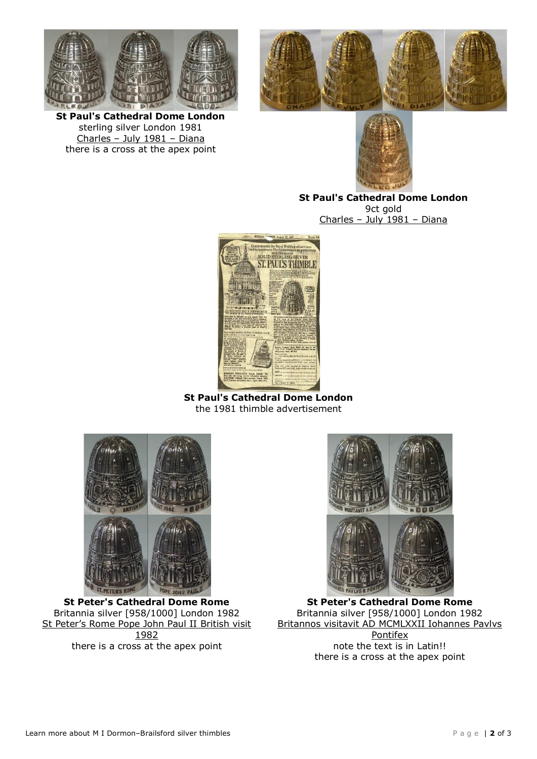**St Paul's Cathedral Dome London**
sterling silver London 1981
Charles – July 1981 – Diana
there is a cross at the apex point

**St Paul's Cathedral Dome London**
9ct gold
Charles – July 1981 – Diana

**St Paul's Cathedral Dome London**
the 1981 thimble advertisement

**St Peter's Cathedral Dome Rome**
Britannia silver [958/1000] London 1982
St Peter's Rome Pope John Paul II British visit 1982
there is a cross at the apex point

**St Peter's Cathedral Dome Rome**
Britannia silver [958/1000] London 1982
Britannos visitavit AD MCMLXXII Iohannes Pavlvs Pontifex
note the text is in Latin!!
there is a cross at the apex point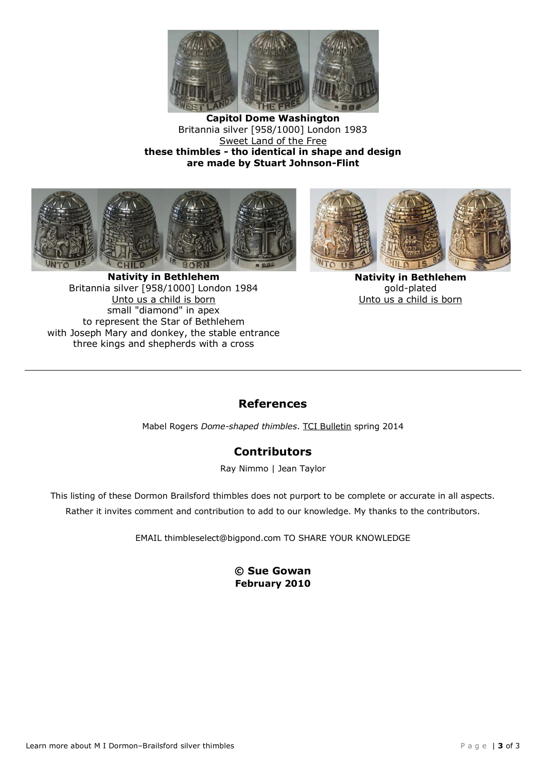**Capitol Dome Washington**
Britannia silver [958/1000] London 1983
Sweet Land of the Free
**these thimbles - tho identical in shape and design are made by Stuart Johnson-Flint**

**Nativity in Bethlehem**
Britannia silver [958/1000] London 1984
Unto us a child is born
small "diamond" in apex
to represent the Star of Bethlehem
with Joseph Mary and donkey, the stable entrance
three kings and shepherds with a cross

**Nativity in Bethlehem**
gold-plated
Unto us a child is born

---

## References

Mabel Rogers *Dome-shaped thimbles*. TCI Bulletin spring 2014

## Contributors

Ray Nimmo | Jean Taylor

This listing of these Dormon Brailsford thimbles does not purport to be complete or accurate in all aspects.
Rather it invites comment and contribution to add to our knowledge. My thanks to the contributors.

EMAIL thimbleselect@bigpond.com TO SHARE YOUR KNOWLEDGE

**© Sue Gowan**
**February 2010**